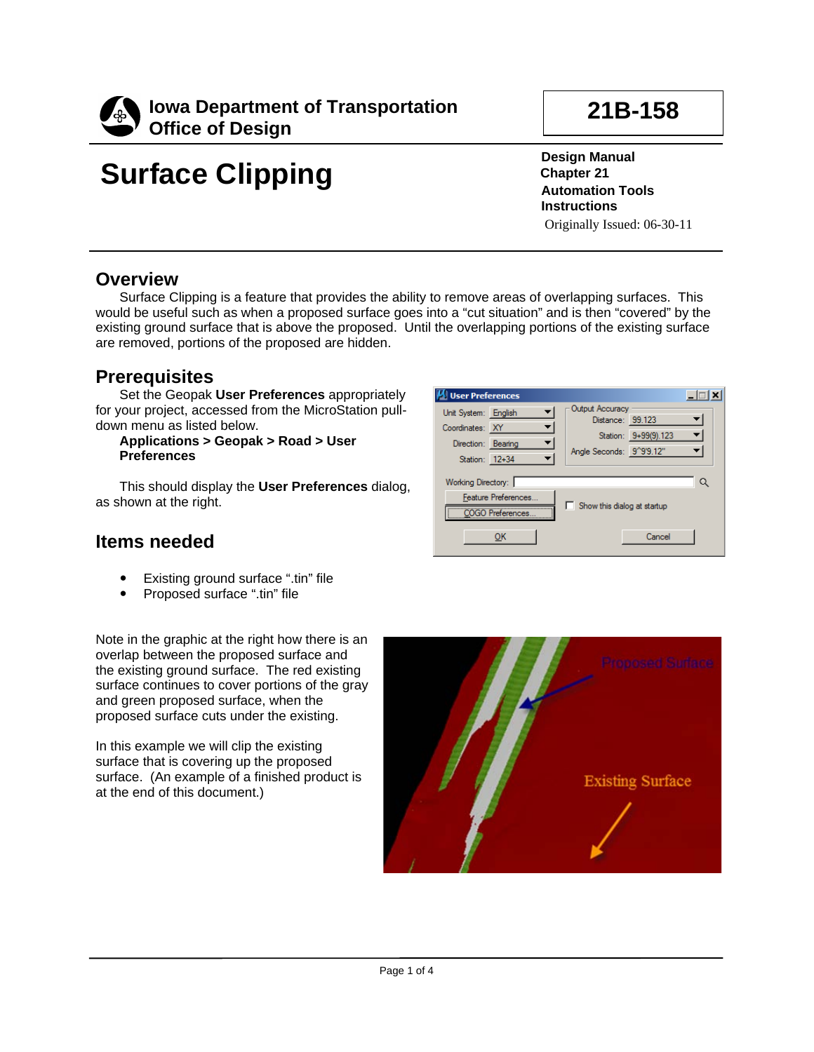Iowa Department of Transportation
Office of Design

**21B-158**

# Surface Clipping

**Design Manual**
**Chapter 21**
**Automation Tools**
**Instructions**
Originally Issued: 06-30-11

## Overview

Surface Clipping is a feature that provides the ability to remove areas of overlapping surfaces. This would be useful such as when a proposed surface goes into a "cut situation" and is then "covered" by the existing ground surface that is above the proposed. Until the overlapping portions of the existing surface are removed, portions of the proposed are hidden.

## Prerequisites

Set the Geopak **User Preferences** appropriately for your project, accessed from the MicroStation pull-down menu as listed below.

**Applications > Geopak > Road > User Preferences**

This should display the **User Preferences** dialog, as shown at the right.

## Items needed

- Existing ground surface ".tin" file
- Proposed surface ".tin" file

Note in the graphic at the right how there is an overlap between the proposed surface and the existing ground surface. The red existing surface continues to cover portions of the gray and green proposed surface, when the proposed surface cuts under the existing.

In this example we will clip the existing surface that is covering up the proposed surface. (An example of a finished product is at the end of this document.)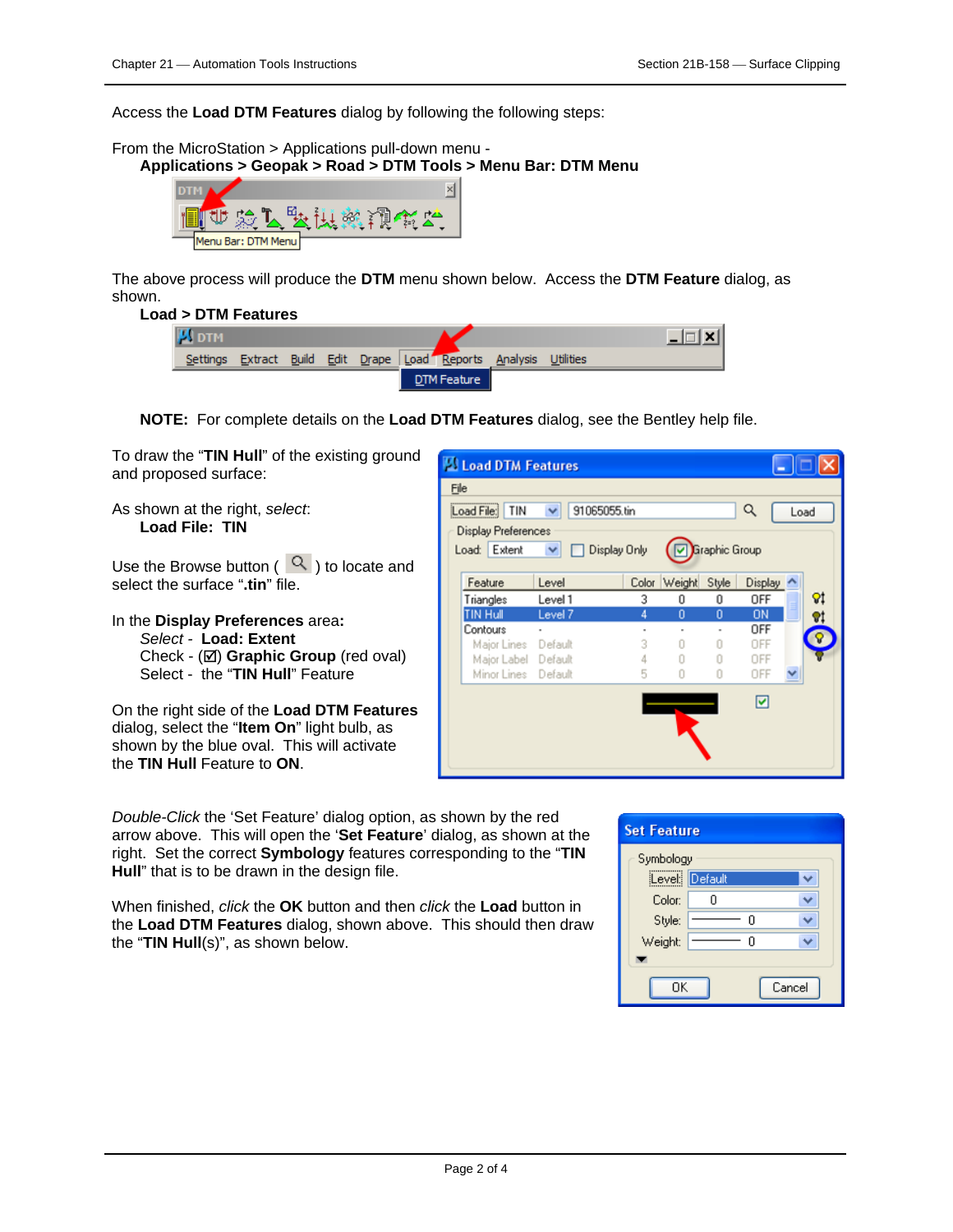Access the **Load DTM Features** dialog by following the following steps:

From the MicroStation > Applications pull-down menu -
**Applications > Geopak > Road > DTM Tools > Menu Bar: DTM Menu**

The above process will produce the **DTM** menu shown below. Access the **DTM Feature** dialog, as shown.
**Load > DTM Features**

**NOTE:** For complete details on the **Load DTM Features** dialog, see the Bentley help file.

To draw the "**TIN Hull**" of the existing ground and proposed surface:

As shown at the right, *select*:
**Load File: TIN**

Use the Browse button ( ) to locate and select the surface "**.tin**" file.

In the **Display Preferences** area**:**
*Select* - **Load: Extent**
Check - (☑) **Graphic Group** (red oval)
Select - the "**TIN Hull**" Feature

On the right side of the **Load DTM Features** dialog, select the "**Item On**" light bulb, as shown by the blue oval. This will activate the **TIN Hull** Feature to **ON**.

*Double-Click* the 'Set Feature' dialog option, as shown by the red arrow above. This will open the '**Set Feature**' dialog, as shown at the right. Set the correct **Symbology** features corresponding to the "**TIN Hull**" that is to be drawn in the design file.

When finished, *click* the **OK** button and then *click* the **Load** button in the **Load DTM Features** dialog, shown above. This should then draw the "**TIN Hull**(s)", as shown below.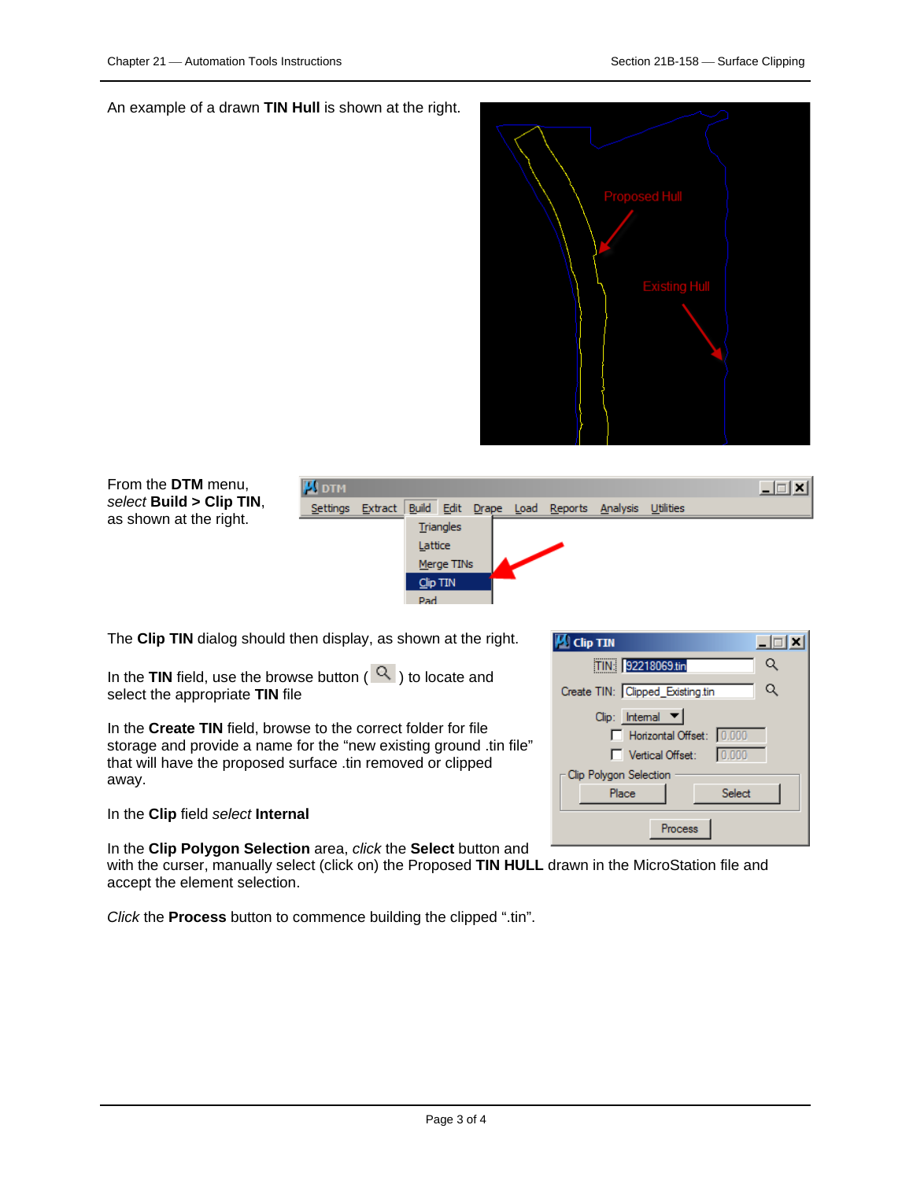An example of a drawn **TIN Hull** is shown at the right.

From the **DTM** menu, *select* **Build > Clip TIN**, as shown at the right.

The **Clip TIN** dialog should then display, as shown at the right.

In the **TIN** field, use the browse button ( ) to locate and select the appropriate **TIN** file

In the **Create TIN** field, browse to the correct folder for file storage and provide a name for the “new existing ground .tin file” that will have the proposed surface .tin removed or clipped away.

In the **Clip** field *select* **Internal**

In the **Clip Polygon Selection** area, *click* the **Select** button and with the curser, manually select (click on) the Proposed **TIN HULL** drawn in the MicroStation file and accept the element selection.

*Click* the **Process** button to commence building the clipped “.tin”.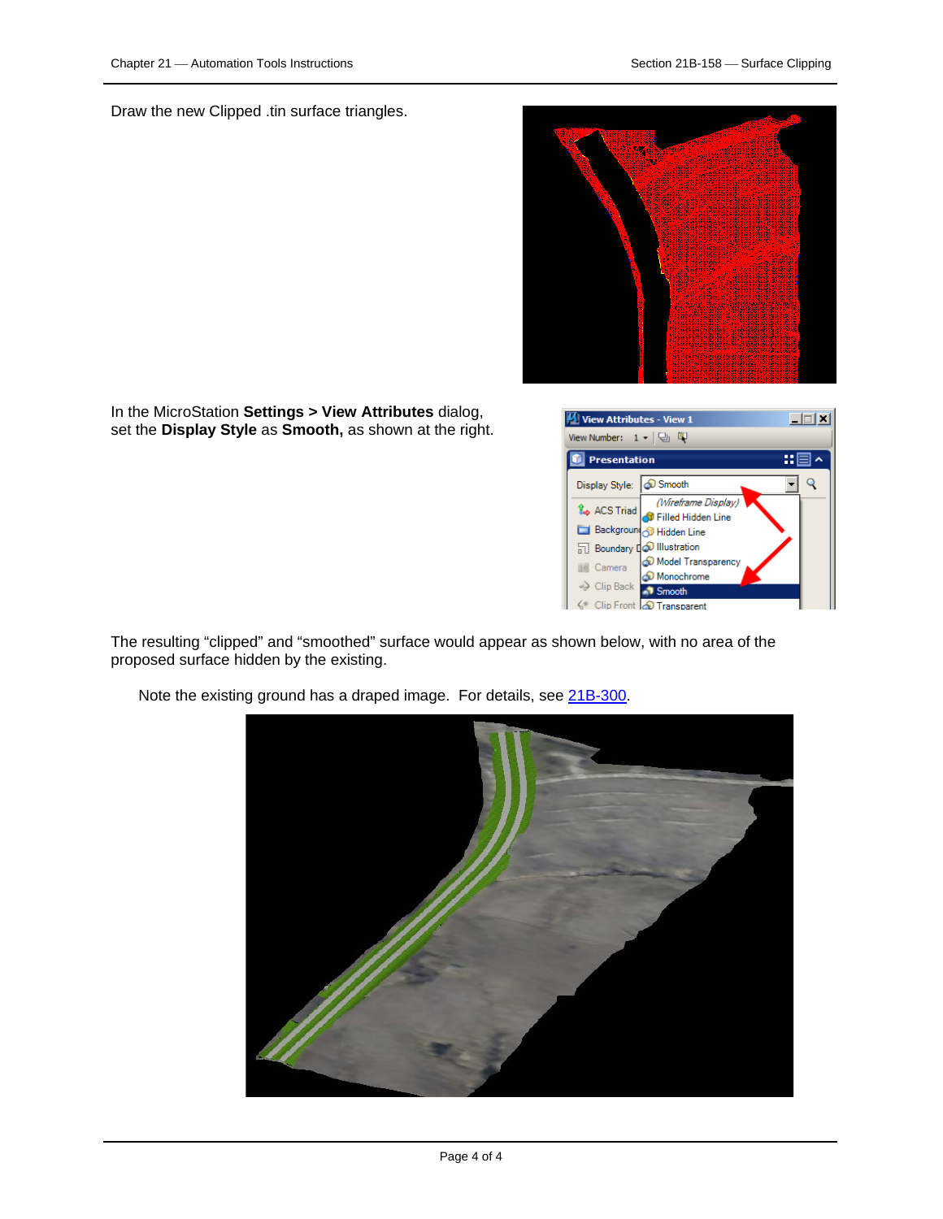Draw the new Clipped .tin surface triangles.

In the MicroStation **Settings > View Attributes** dialog, set the **Display Style** as **Smooth,** as shown at the right.

The resulting "clipped" and "smoothed" surface would appear as shown below, with no area of the proposed surface hidden by the existing.

Note the existing ground has a draped image. For details, see 21B-300.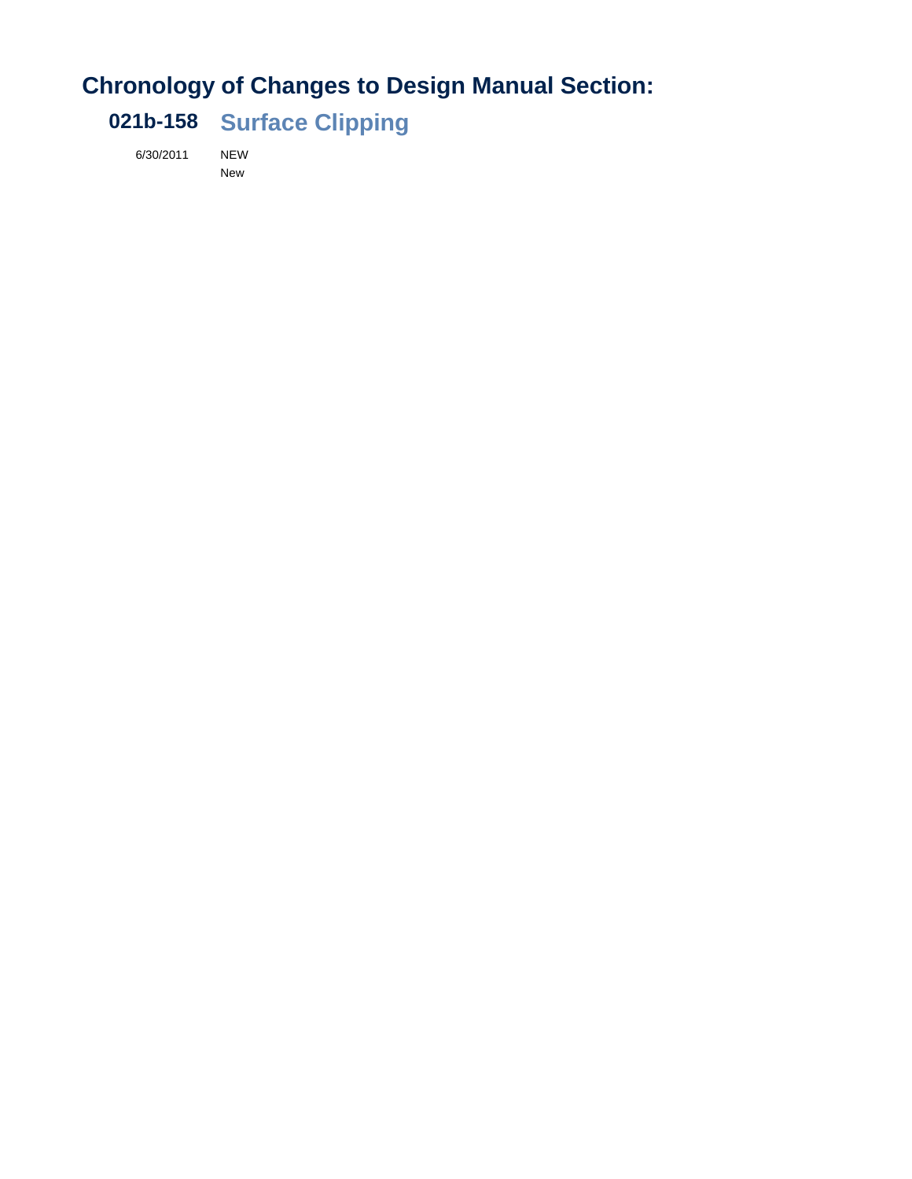# Chronology of Changes to Design Manual Section:

## 021b-158 Surface Clipping

| | |
|---|---|
| 6/30/2011 | NEW<br>New |